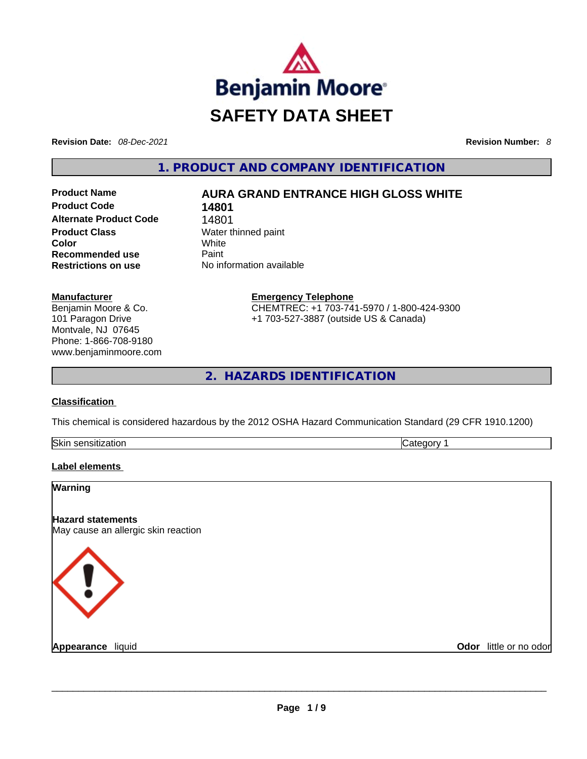# SAFETY DATA SHEET

**Revision Date:** *08-Dec-2021*

**Revision Number:** *8*

## 1. PRODUCT AND COMPANY IDENTIFICATION

| | |
|---|---|
| **Product Name** | **AURA GRAND ENTRANCE HIGH GLOSS WHITE** |
| **Product Code** | **14801** |
| **Alternate Product Code** | 14801 |
| **Product Class** | Water thinned paint |
| **Color** | White |
| **Recommended use** | Paint |
| **Restrictions on use** | No information available |

**Manufacturer**
Benjamin Moore & Co.
101 Paragon Drive
Montvale, NJ 07645
Phone: 1-866-708-9180
www.benjaminmoore.com

**Emergency Telephone**
CHEMTREC: +1 703-741-5970 / 1-800-424-9300
+1 703-527-3887 (outside US & Canada)

## 2. HAZARDS IDENTIFICATION

**Classification**

This chemical is considered hazardous by the 2012 OSHA Hazard Communication Standard (29 CFR 1910.1200)

| Skin sensitization | Category 1 |
|---|---|

**Label elements**

**Warning**

**Hazard statements**
May cause an allergic skin reaction

**Appearance** liquid

**Odor** little or no odor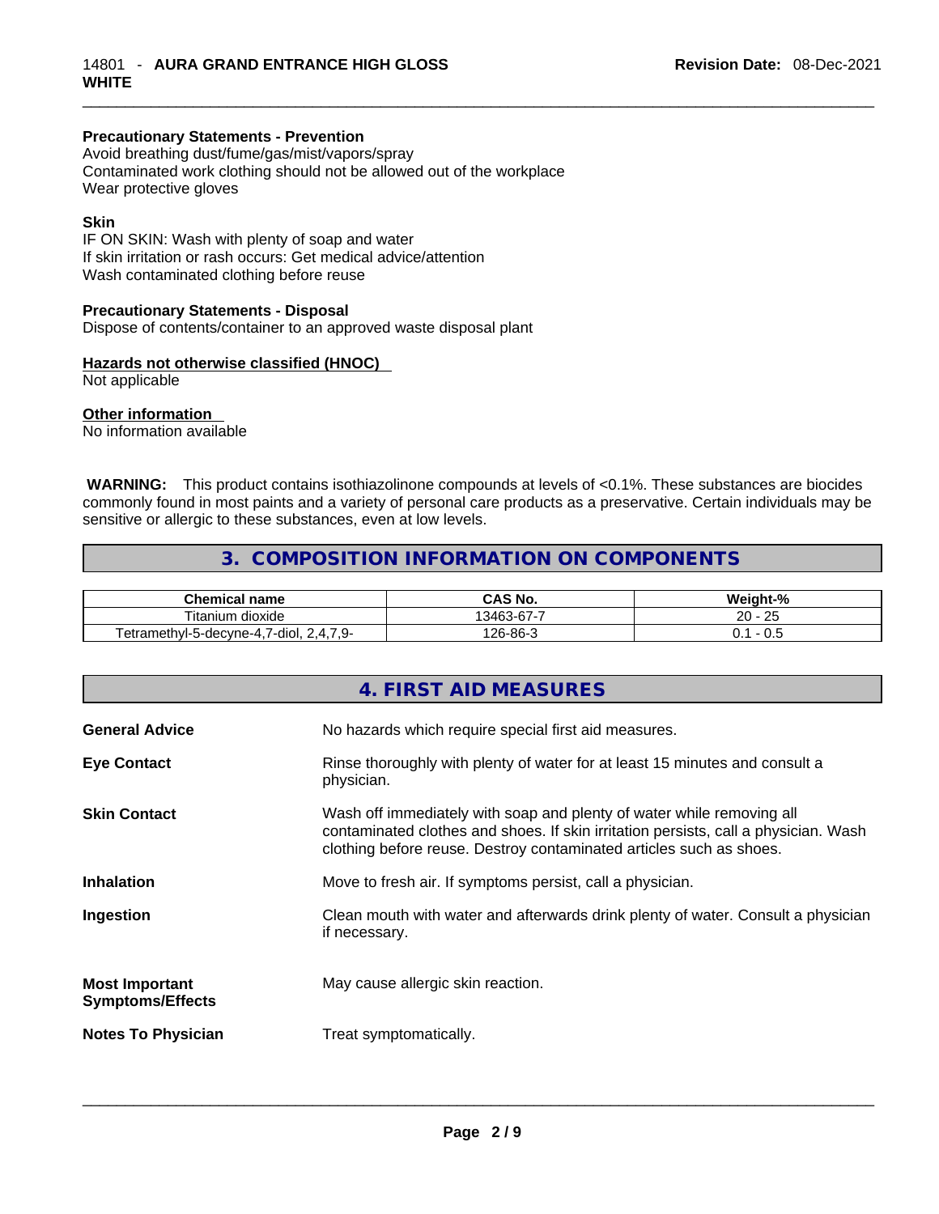**Precautionary Statements - Prevention**
Avoid breathing dust/fume/gas/mist/vapors/spray
Contaminated work clothing should not be allowed out of the workplace
Wear protective gloves

**Skin**
IF ON SKIN: Wash with plenty of soap and water
If skin irritation or rash occurs: Get medical advice/attention
Wash contaminated clothing before reuse

**Precautionary Statements - Disposal**
Dispose of contents/container to an approved waste disposal plant

**Hazards not otherwise classified (HNOC)**
Not applicable

**Other information**
No information available

**WARNING:** This product contains isothiazolinone compounds at levels of <0.1%. These substances are biocides commonly found in most paints and a variety of personal care products as a preservative. Certain individuals may be sensitive or allergic to these substances, even at low levels.

## 3. COMPOSITION INFORMATION ON COMPONENTS

| Chemical name | CAS No. | Weight-% |
|---|---|---|
| Titanium dioxide | 13463-67-7 | 20 - 25 |
| Tetramethyl-5-decyne-4,7-diol, 2,4,7,9- | 126-86-3 | 0.1 - 0.5 |

## 4. FIRST AID MEASURES

**General Advice**
No hazards which require special first aid measures.

**Eye Contact**
Rinse thoroughly with plenty of water for at least 15 minutes and consult a physician.

**Skin Contact**
Wash off immediately with soap and plenty of water while removing all contaminated clothes and shoes. If skin irritation persists, call a physician. Wash clothing before reuse. Destroy contaminated articles such as shoes.

**Inhalation**
Move to fresh air. If symptoms persist, call a physician.

**Ingestion**
Clean mouth with water and afterwards drink plenty of water. Consult a physician if necessary.

**Most Important Symptoms/Effects**
May cause allergic skin reaction.

**Notes To Physician**
Treat symptomatically.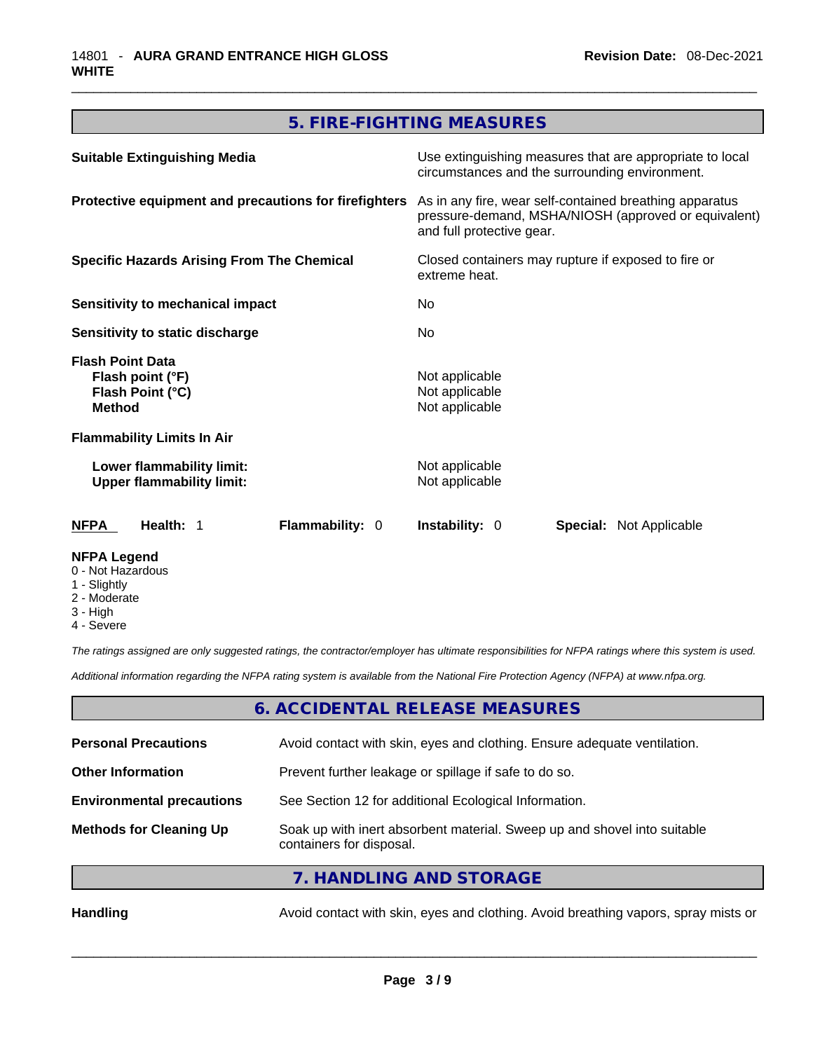## 5. FIRE-FIGHTING MEASURES

| | |
|---|---|
| **Suitable Extinguishing Media** | Use extinguishing measures that are appropriate to local circumstances and the surrounding environment. |
| **Protective equipment and precautions for firefighters** | As in any fire, wear self-contained breathing apparatus pressure-demand, MSHA/NIOSH (approved or equivalent) and full protective gear. |
| **Specific Hazards Arising From The Chemical** | Closed containers may rupture if exposed to fire or extreme heat. |
| **Sensitivity to mechanical impact** | No |
| **Sensitivity to static discharge** | No |

**Flash Point Data**

| | |
|---|---|
| **Flash point (°F)** | Not applicable |
| **Flash Point (°C)** | Not applicable |
| **Method** | Not applicable |

**Flammability Limits In Air**

| | |
|---|---|
| **Lower flammability limit:** | Not applicable |
| **Upper flammability limit:** | Not applicable |

| **NFPA** | **Health:** 1 | **Flammability:** 0 | **Instability:** 0 | **Special:** Not Applicable |
|---|---|---|---|---|

**NFPA Legend**
- 0 - Not Hazardous
- 1 - Slightly
- 2 - Moderate
- 3 - High
- 4 - Severe

*The ratings assigned are only suggested ratings, the contractor/employer has ultimate responsibilities for NFPA ratings where this system is used.*

*Additional information regarding the NFPA rating system is available from the National Fire Protection Agency (NFPA) at www.nfpa.org.*

## 6. ACCIDENTAL RELEASE MEASURES

| | |
|---|---|
| **Personal Precautions** | Avoid contact with skin, eyes and clothing. Ensure adequate ventilation. |
| **Other Information** | Prevent further leakage or spillage if safe to do so. |
| **Environmental precautions** | See Section 12 for additional Ecological Information. |
| **Methods for Cleaning Up** | Soak up with inert absorbent material. Sweep up and shovel into suitable containers for disposal. |

## 7. HANDLING AND STORAGE

| | |
|---|---|
| **Handling** | Avoid contact with skin, eyes and clothing. Avoid breathing vapors, spray mists or |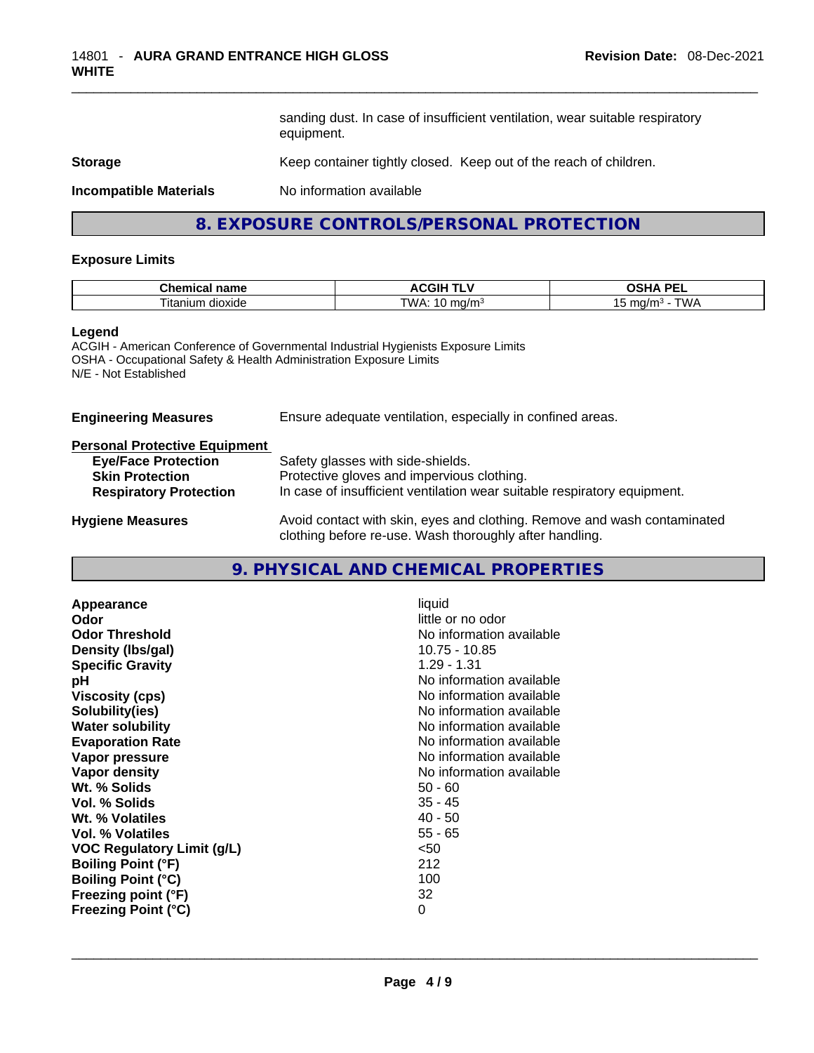sanding dust. In case of insufficient ventilation, wear suitable respiratory equipment.

**Storage** Keep container tightly closed. Keep out of the reach of children.

**Incompatible Materials** No information available

## 8. EXPOSURE CONTROLS/PERSONAL PROTECTION

### Exposure Limits

| Chemical name | ACGIH TLV | OSHA PEL |
|---|---|---|
| Titanium dioxide | TWA: 10 mg/m³ | 15 mg/m³ - TWA |

**Legend**

ACGIH - American Conference of Governmental Industrial Hygienists Exposure Limits
OSHA - Occupational Safety & Health Administration Exposure Limits
N/E - Not Established

**Engineering Measures** Ensure adequate ventilation, especially in confined areas.

**Personal Protective Equipment**

- **Eye/Face Protection** Safety glasses with side-shields.
- **Skin Protection** Protective gloves and impervious clothing.
- **Respiratory Protection** In case of insufficient ventilation wear suitable respiratory equipment.

**Hygiene Measures** Avoid contact with skin, eyes and clothing. Remove and wash contaminated clothing before re-use. Wash thoroughly after handling.

## 9. PHYSICAL AND CHEMICAL PROPERTIES

| | |
|---|---|
| **Appearance** | liquid |
| **Odor** | little or no odor |
| **Odor Threshold** | No information available |
| **Density (lbs/gal)** | 10.75 - 10.85 |
| **Specific Gravity** | 1.29 - 1.31 |
| **pH** | No information available |
| **Viscosity (cps)** | No information available |
| **Solubility(ies)** | No information available |
| **Water solubility** | No information available |
| **Evaporation Rate** | No information available |
| **Vapor pressure** | No information available |
| **Vapor density** | No information available |
| **Wt. % Solids** | 50 - 60 |
| **Vol. % Solids** | 35 - 45 |
| **Wt. % Volatiles** | 40 - 50 |
| **Vol. % Volatiles** | 55 - 65 |
| **VOC Regulatory Limit (g/L)** | <50 |
| **Boiling Point (°F)** | 212 |
| **Boiling Point (°C)** | 100 |
| **Freezing point (°F)** | 32 |
| **Freezing Point (°C)** | 0 |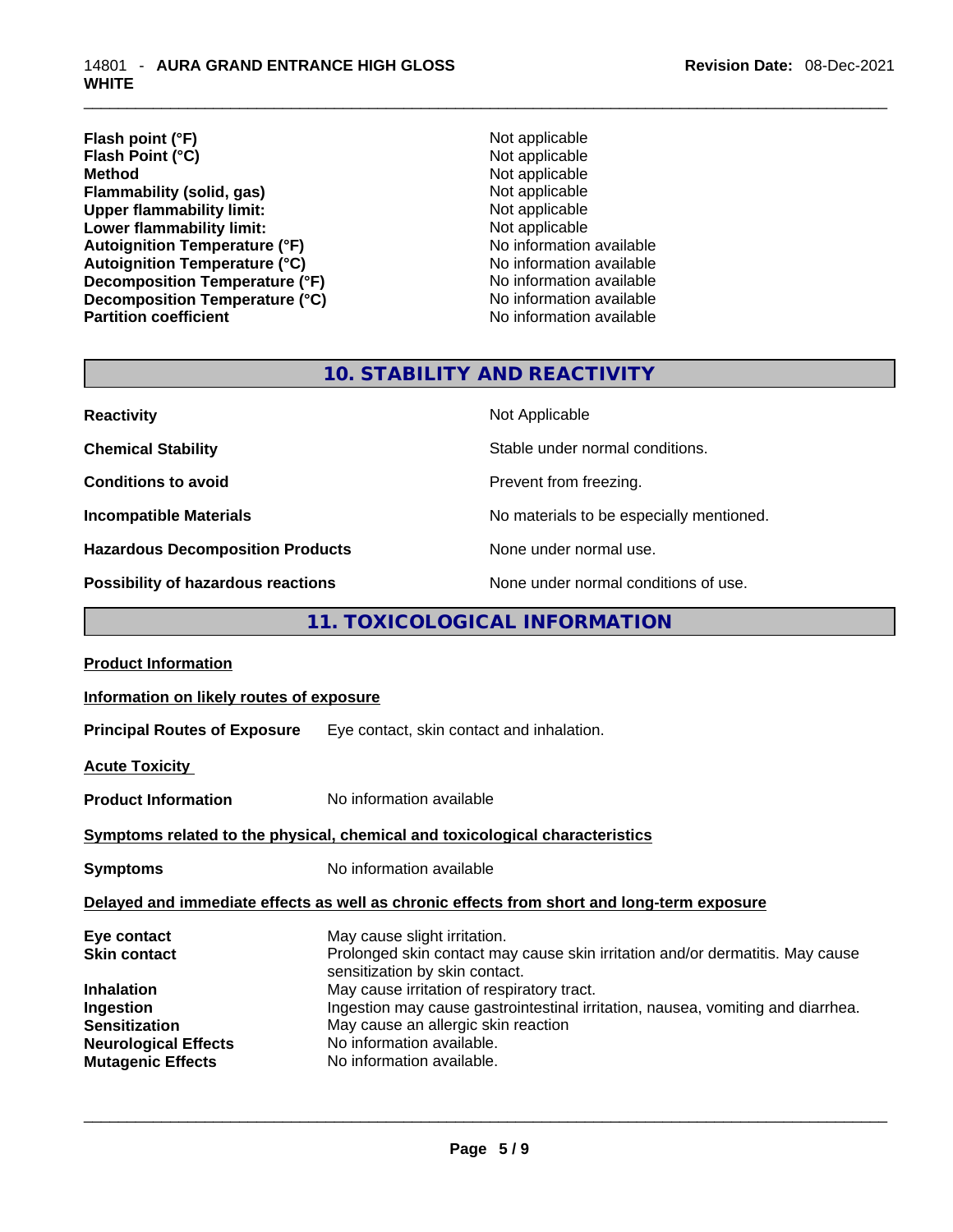| | |
|---|---|
| **Flash point (°F)** | Not applicable |
| **Flash Point (°C)** | Not applicable |
| **Method** | Not applicable |
| **Flammability (solid, gas)** | Not applicable |
| **Upper flammability limit:** | Not applicable |
| **Lower flammability limit:** | Not applicable |
| **Autoignition Temperature (°F)** | No information available |
| **Autoignition Temperature (°C)** | No information available |
| **Decomposition Temperature (°F)** | No information available |
| **Decomposition Temperature (°C)** | No information available |
| **Partition coefficient** | No information available |

## 10. STABILITY AND REACTIVITY

| | |
|---|---|
| **Reactivity** | Not Applicable |
| **Chemical Stability** | Stable under normal conditions. |
| **Conditions to avoid** | Prevent from freezing. |
| **Incompatible Materials** | No materials to be especially mentioned. |
| **Hazardous Decomposition Products** | None under normal use. |
| **Possibility of hazardous reactions** | None under normal conditions of use. |

## 11. TOXICOLOGICAL INFORMATION

**Product Information**

**Information on likely routes of exposure**

**Principal Routes of Exposure** Eye contact, skin contact and inhalation.

**Acute Toxicity**

**Product Information** No information available

**Symptoms related to the physical, chemical and toxicological characteristics**

**Symptoms** No information available

**Delayed and immediate effects as well as chronic effects from short and long-term exposure**

| | |
|---|---|
| **Eye contact** | May cause slight irritation. |
| **Skin contact** | Prolonged skin contact may cause skin irritation and/or dermatitis. May cause sensitization by skin contact. |
| **Inhalation** | May cause irritation of respiratory tract. |
| **Ingestion** | Ingestion may cause gastrointestinal irritation, nausea, vomiting and diarrhea. |
| **Sensitization** | May cause an allergic skin reaction |
| **Neurological Effects** | No information available. |
| **Mutagenic Effects** | No information available. |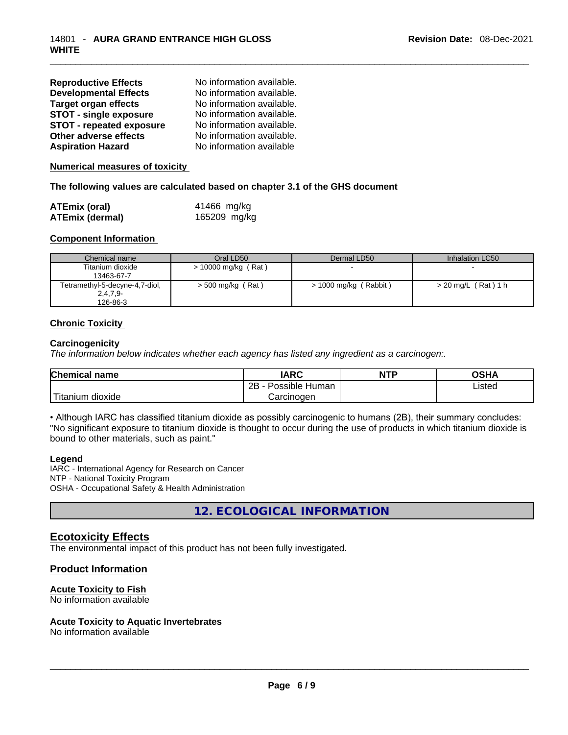| | |
|---|---|
| **Reproductive Effects** | No information available. |
| **Developmental Effects** | No information available. |
| **Target organ effects** | No information available. |
| **STOT - single exposure** | No information available. |
| **STOT - repeated exposure** | No information available. |
| **Other adverse effects** | No information available. |
| **Aspiration Hazard** | No information available |

**Numerical measures of toxicity**

**The following values are calculated based on chapter 3.1 of the GHS document**

| | |
|---|---|
| **ATEmix (oral)** | 41466 mg/kg |
| **ATEmix (dermal)** | 165209 mg/kg |

**Component Information**

| Chemical name | Oral LD50 | Dermal LD50 | Inhalation LC50 |
|---|---|---|---|
| Titanium dioxide<br>13463-67-7 | > 10000 mg/kg ( Rat ) | - | - |
| Tetramethyl-5-decyne-4,7-diol, 2,4,7,9-<br>126-86-3 | > 500 mg/kg ( Rat ) | > 1000 mg/kg ( Rabbit ) | > 20 mg/L ( Rat ) 1 h |

**Chronic Toxicity**

**Carcinogenicity**

*The information below indicates whether each agency has listed any ingredient as a carcinogen:.*

| Chemical name | IARC | NTP | OSHA |
|---|---|---|---|
| Titanium dioxide | 2B - Possible Human Carcinogen | | Listed |

• Although IARC has classified titanium dioxide as possibly carcinogenic to humans (2B), their summary concludes: "No significant exposure to titanium dioxide is thought to occur during the use of products in which titanium dioxide is bound to other materials, such as paint."

**Legend**

IARC - International Agency for Research on Cancer
NTP - National Toxicity Program
OSHA - Occupational Safety & Health Administration

## 12. ECOLOGICAL INFORMATION

### Ecotoxicity Effects

The environmental impact of this product has not been fully investigated.

### Product Information

**Acute Toxicity to Fish**

No information available

**Acute Toxicity to Aquatic Invertebrates**

No information available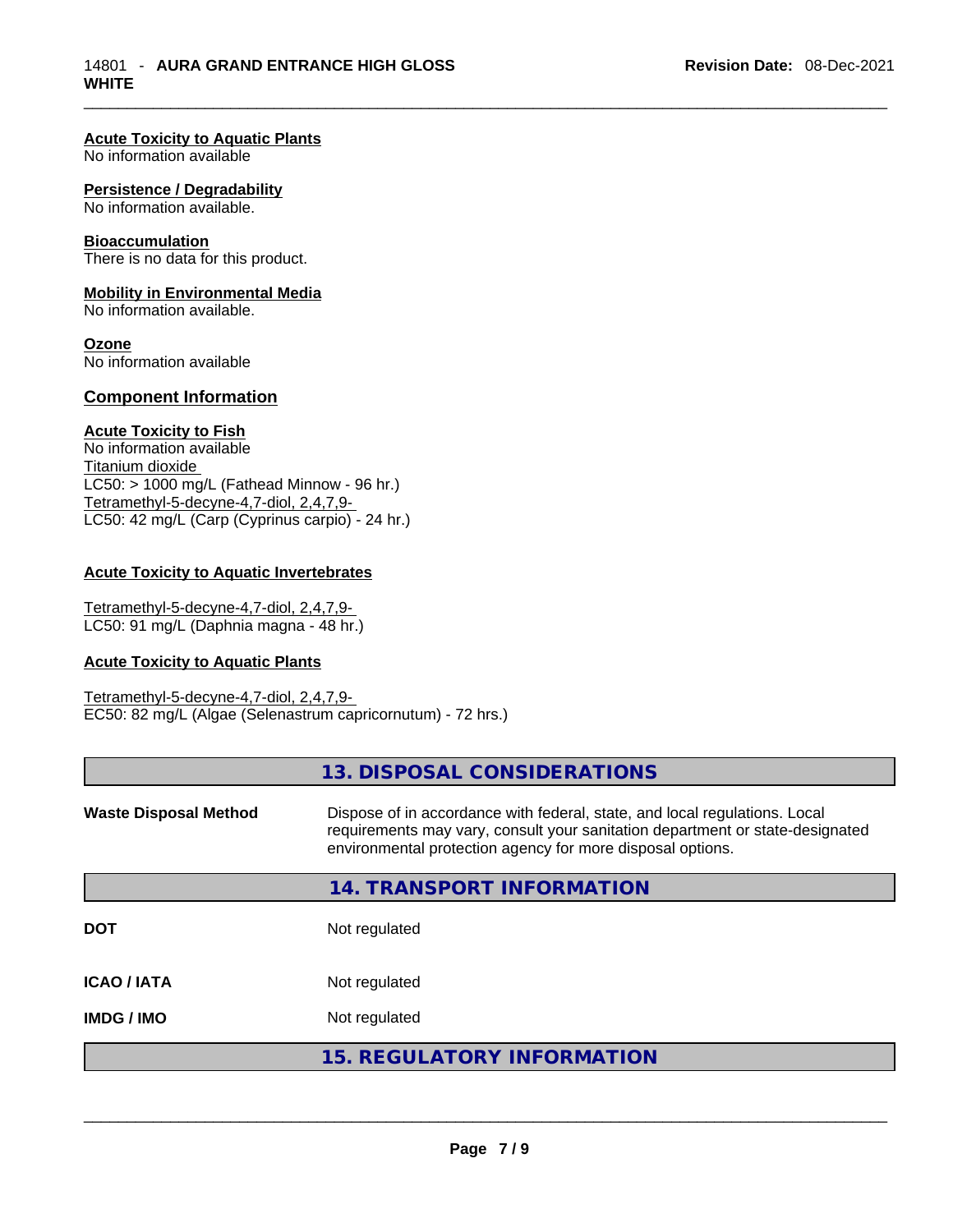#### Acute Toxicity to Aquatic Plants
No information available

#### Persistence / Degradability
No information available.

#### Bioaccumulation
There is no data for this product.

#### Mobility in Environmental Media
No information available.

#### Ozone
No information available

### Component Information

#### Acute Toxicity to Fish
No information available
Titanium dioxide
LC50: > 1000 mg/L (Fathead Minnow - 96 hr.)
Tetramethyl-5-decyne-4,7-diol, 2,4,7,9-
LC50: 42 mg/L (Carp (Cyprinus carpio) - 24 hr.)

#### Acute Toxicity to Aquatic Invertebrates

Tetramethyl-5-decyne-4,7-diol, 2,4,7,9-
LC50: 91 mg/L (Daphnia magna - 48 hr.)

#### Acute Toxicity to Aquatic Plants

Tetramethyl-5-decyne-4,7-diol, 2,4,7,9-
EC50: 82 mg/L (Algae (Selenastrum capricornutum) - 72 hrs.)

## 13. DISPOSAL CONSIDERATIONS

**Waste Disposal Method** Dispose of in accordance with federal, state, and local regulations. Local requirements may vary, consult your sanitation department or state-designated environmental protection agency for more disposal options.

## 14. TRANSPORT INFORMATION

**DOT** Not regulated

**ICAO / IATA** Not regulated

**IMDG / IMO** Not regulated

## 15. REGULATORY INFORMATION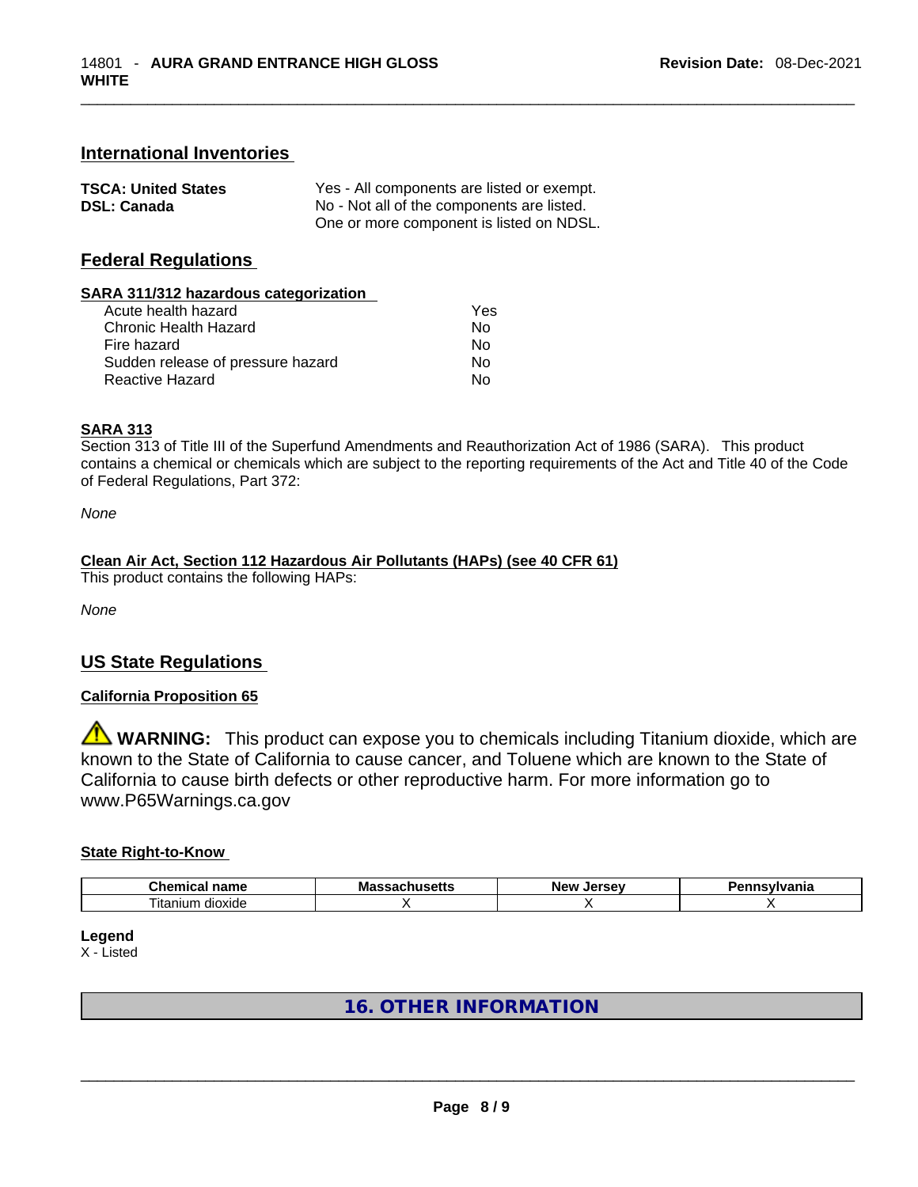## International Inventories

| | |
|---|---|
| **TSCA: United States** | Yes - All components are listed or exempt. |
| **DSL: Canada** | No - Not all of the components are listed. One or more component is listed on NDSL. |

## Federal Regulations

**SARA 311/312 hazardous categorization**

| | |
|---|---|
| Acute health hazard | Yes |
| Chronic Health Hazard | No |
| Fire hazard | No |
| Sudden release of pressure hazard | No |
| Reactive Hazard | No |

**SARA 313**

Section 313 of Title III of the Superfund Amendments and Reauthorization Act of 1986 (SARA). This product contains a chemical or chemicals which are subject to the reporting requirements of the Act and Title 40 of the Code of Federal Regulations, Part 372:

*None*

**Clean Air Act, Section 112 Hazardous Air Pollutants (HAPs) (see 40 CFR 61)**

This product contains the following HAPs:

*None*

## US State Regulations

**California Proposition 65**

⚠ **WARNING:** This product can expose you to chemicals including Titanium dioxide, which are known to the State of California to cause cancer, and Toluene which are known to the State of California to cause birth defects or other reproductive harm. For more information go to www.P65Warnings.ca.gov

**State Right-to-Know**

| Chemical name | Massachusetts | New Jersey | Pennsylvania |
|---|---|---|---|
| Titanium dioxide | X | X | X |

**Legend**

X - Listed

## 16. OTHER INFORMATION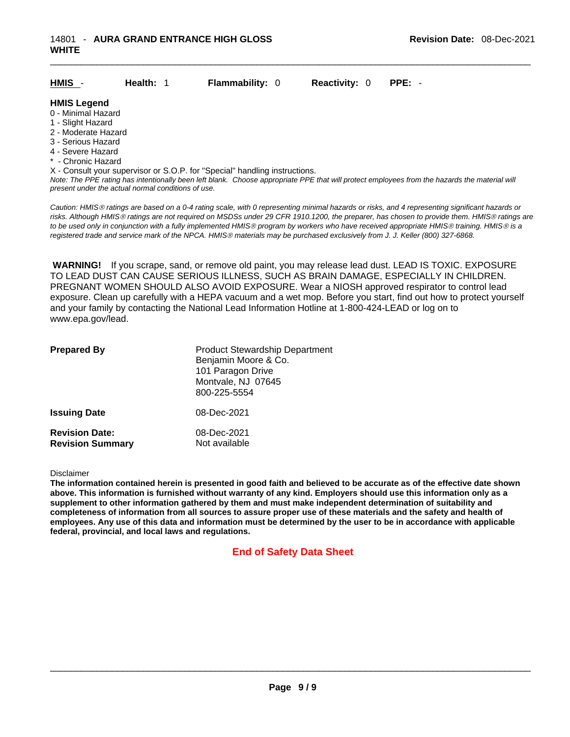| HMIS - | Health: 1 | Flammability: 0 | Reactivity: 0 | PPE: - |
|---|---|---|---|---|

**HMIS Legend**

0 - Minimal Hazard
1 - Slight Hazard
2 - Moderate Hazard
3 - Serious Hazard
4 - Severe Hazard
* - Chronic Hazard
X - Consult your supervisor or S.O.P. for "Special" handling instructions.

*Note: The PPE rating has intentionally been left blank. Choose appropriate PPE that will protect employees from the hazards the material will present under the actual normal conditions of use.*

*Caution: HMIS® ratings are based on a 0-4 rating scale, with 0 representing minimal hazards or risks, and 4 representing significant hazards or risks. Although HMIS® ratings are not required on MSDSs under 29 CFR 1910.1200, the preparer, has chosen to provide them. HMIS® ratings are to be used only in conjunction with a fully implemented HMIS® program by workers who have received appropriate HMIS® training. HMIS® is a registered trade and service mark of the NPCA. HMIS® materials may be purchased exclusively from J. J. Keller (800) 327-6868.*

**WARNING!** If you scrape, sand, or remove old paint, you may release lead dust. LEAD IS TOXIC. EXPOSURE TO LEAD DUST CAN CAUSE SERIOUS ILLNESS, SUCH AS BRAIN DAMAGE, ESPECIALLY IN CHILDREN. PREGNANT WOMEN SHOULD ALSO AVOID EXPOSURE. Wear a NIOSH approved respirator to control lead exposure. Clean up carefully with a HEPA vacuum and a wet mop. Before you start, find out how to protect yourself and your family by contacting the National Lead Information Hotline at 1-800-424-LEAD or log on to www.epa.gov/lead.

| | |
|---|---|
| **Prepared By** | Product Stewardship Department<br>Benjamin Moore & Co.<br>101 Paragon Drive<br>Montvale, NJ 07645<br>800-225-5554 |
| **Issuing Date** | 08-Dec-2021 |
| **Revision Date:** | 08-Dec-2021 |
| **Revision Summary** | Not available |

Disclaimer

**The information contained herein is presented in good faith and believed to be accurate as of the effective date shown above. This information is furnished without warranty of any kind. Employers should use this information only as a supplement to other information gathered by them and must make independent determination of suitability and completeness of information from all sources to assure proper use of these materials and the safety and health of employees. Any use of this data and information must be determined by the user to be in accordance with applicable federal, provincial, and local laws and regulations.**

**End of Safety Data Sheet**